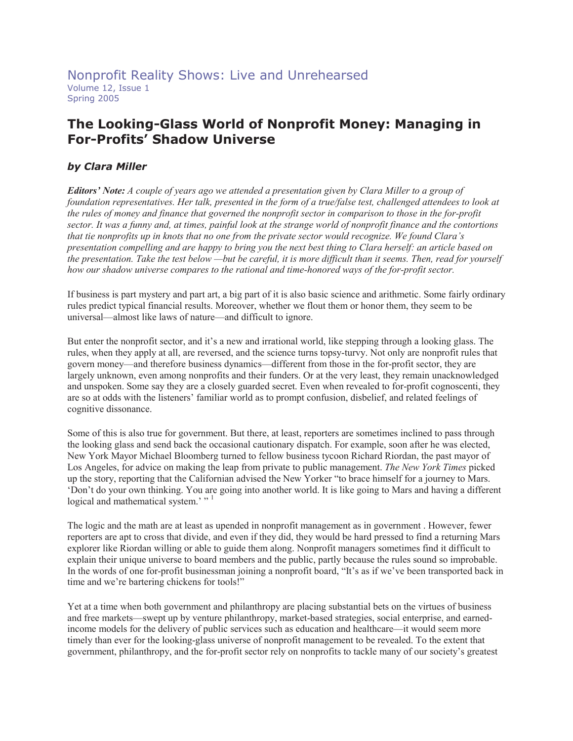Nonprofit Reality Shows: Live and Unrehearsed
Volume 12, Issue 1
Spring 2005

# The Looking-Glass World of Nonprofit Money: Managing in For-Profits' Shadow Universe

### *by Clara Miller*

***Editors' Note:*** *A couple of years ago we attended a presentation given by Clara Miller to a group of foundation representatives. Her talk, presented in the form of a true/false test, challenged attendees to look at the rules of money and finance that governed the nonprofit sector in comparison to those in the for-profit sector. It was a funny and, at times, painful look at the strange world of nonprofit finance and the contortions that tie nonprofits up in knots that no one from the private sector would recognize. We found Clara's presentation compelling and are happy to bring you the next best thing to Clara herself: an article based on the presentation. Take the test below —but be careful, it is more difficult than it seems. Then, read for yourself how our shadow universe compares to the rational and time-honored ways of the for-profit sector.*

If business is part mystery and part art, a big part of it is also basic science and arithmetic. Some fairly ordinary rules predict typical financial results. Moreover, whether we flout them or honor them, they seem to be universal—almost like laws of nature—and difficult to ignore.

But enter the nonprofit sector, and it's a new and irrational world, like stepping through a looking glass. The rules, when they apply at all, are reversed, and the science turns topsy-turvy. Not only are nonprofit rules that govern money—and therefore business dynamics—different from those in the for-profit sector, they are largely unknown, even among nonprofits and their funders. Or at the very least, they remain unacknowledged and unspoken. Some say they are a closely guarded secret. Even when revealed to for-profit cognoscenti, they are so at odds with the listeners' familiar world as to prompt confusion, disbelief, and related feelings of cognitive dissonance.

Some of this is also true for government. But there, at least, reporters are sometimes inclined to pass through the looking glass and send back the occasional cautionary dispatch. For example, soon after he was elected, New York Mayor Michael Bloomberg turned to fellow business tycoon Richard Riordan, the past mayor of Los Angeles, for advice on making the leap from private to public management. *The New York Times* picked up the story, reporting that the Californian advised the New Yorker "to brace himself for a journey to Mars. 'Don't do your own thinking. You are going into another world. It is like going to Mars and having a different logical and mathematical system.' "[1]

The logic and the math are at least as upended in nonprofit management as in government . However, fewer reporters are apt to cross that divide, and even if they did, they would be hard pressed to find a returning Mars explorer like Riordan willing or able to guide them along. Nonprofit managers sometimes find it difficult to explain their unique universe to board members and the public, partly because the rules sound so improbable. In the words of one for-profit businessman joining a nonprofit board, "It's as if we've been transported back in time and we're bartering chickens for tools!"

Yet at a time when both government and philanthropy are placing substantial bets on the virtues of business and free markets—swept up by venture philanthropy, market-based strategies, social enterprise, and earned-income models for the delivery of public services such as education and healthcare—it would seem more timely than ever for the looking-glass universe of nonprofit management to be revealed. To the extent that government, philanthropy, and the for-profit sector rely on nonprofits to tackle many of our society's greatest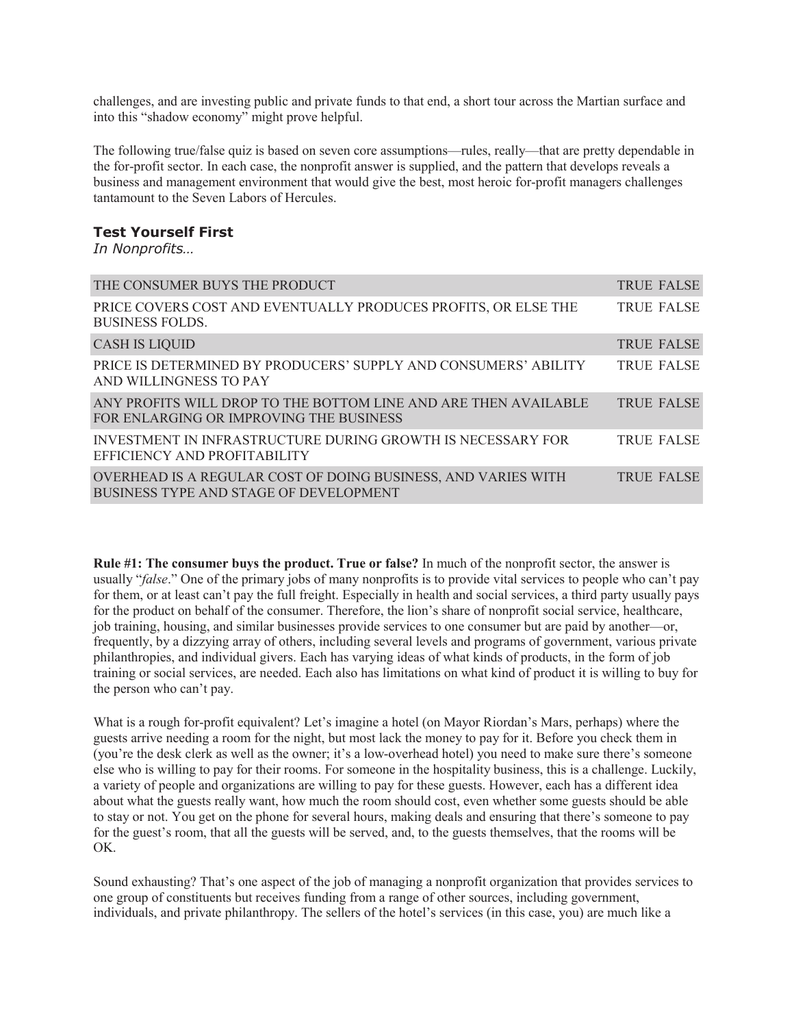challenges, and are investing public and private funds to that end, a short tour across the Martian surface and into this "shadow economy" might prove helpful.

The following true/false quiz is based on seven core assumptions—rules, really—that are pretty dependable in the for-profit sector. In each case, the nonprofit answer is supplied, and the pattern that develops reveals a business and management environment that would give the best, most heroic for-profit managers challenges tantamount to the Seven Labors of Hercules.

### Test Yourself First

*In Nonprofits…*

| | |
|---|---|
| THE CONSUMER BUYS THE PRODUCT | TRUE FALSE |
| PRICE COVERS COST AND EVENTUALLY PRODUCES PROFITS, OR ELSE THE BUSINESS FOLDS. | TRUE FALSE |
| CASH IS LIQUID | TRUE FALSE |
| PRICE IS DETERMINED BY PRODUCERS' SUPPLY AND CONSUMERS' ABILITY AND WILLINGNESS TO PAY | TRUE FALSE |
| ANY PROFITS WILL DROP TO THE BOTTOM LINE AND ARE THEN AVAILABLE FOR ENLARGING OR IMPROVING THE BUSINESS | TRUE FALSE |
| INVESTMENT IN INFRASTRUCTURE DURING GROWTH IS NECESSARY FOR EFFICIENCY AND PROFITABILITY | TRUE FALSE |
| OVERHEAD IS A REGULAR COST OF DOING BUSINESS, AND VARIES WITH BUSINESS TYPE AND STAGE OF DEVELOPMENT | TRUE FALSE |

**Rule #1: The consumer buys the product. True or false?** In much of the nonprofit sector, the answer is usually "*false*." One of the primary jobs of many nonprofits is to provide vital services to people who can't pay for them, or at least can't pay the full freight. Especially in health and social services, a third party usually pays for the product on behalf of the consumer. Therefore, the lion's share of nonprofit social service, healthcare, job training, housing, and similar businesses provide services to one consumer but are paid by another—or, frequently, by a dizzying array of others, including several levels and programs of government, various private philanthropies, and individual givers. Each has varying ideas of what kinds of products, in the form of job training or social services, are needed. Each also has limitations on what kind of product it is willing to buy for the person who can't pay.

What is a rough for-profit equivalent? Let's imagine a hotel (on Mayor Riordan's Mars, perhaps) where the guests arrive needing a room for the night, but most lack the money to pay for it. Before you check them in (you're the desk clerk as well as the owner; it's a low-overhead hotel) you need to make sure there's someone else who is willing to pay for their rooms. For someone in the hospitality business, this is a challenge. Luckily, a variety of people and organizations are willing to pay for these guests. However, each has a different idea about what the guests really want, how much the room should cost, even whether some guests should be able to stay or not. You get on the phone for several hours, making deals and ensuring that there's someone to pay for the guest's room, that all the guests will be served, and, to the guests themselves, that the rooms will be OK.

Sound exhausting? That's one aspect of the job of managing a nonprofit organization that provides services to one group of constituents but receives funding from a range of other sources, including government, individuals, and private philanthropy. The sellers of the hotel's services (in this case, you) are much like a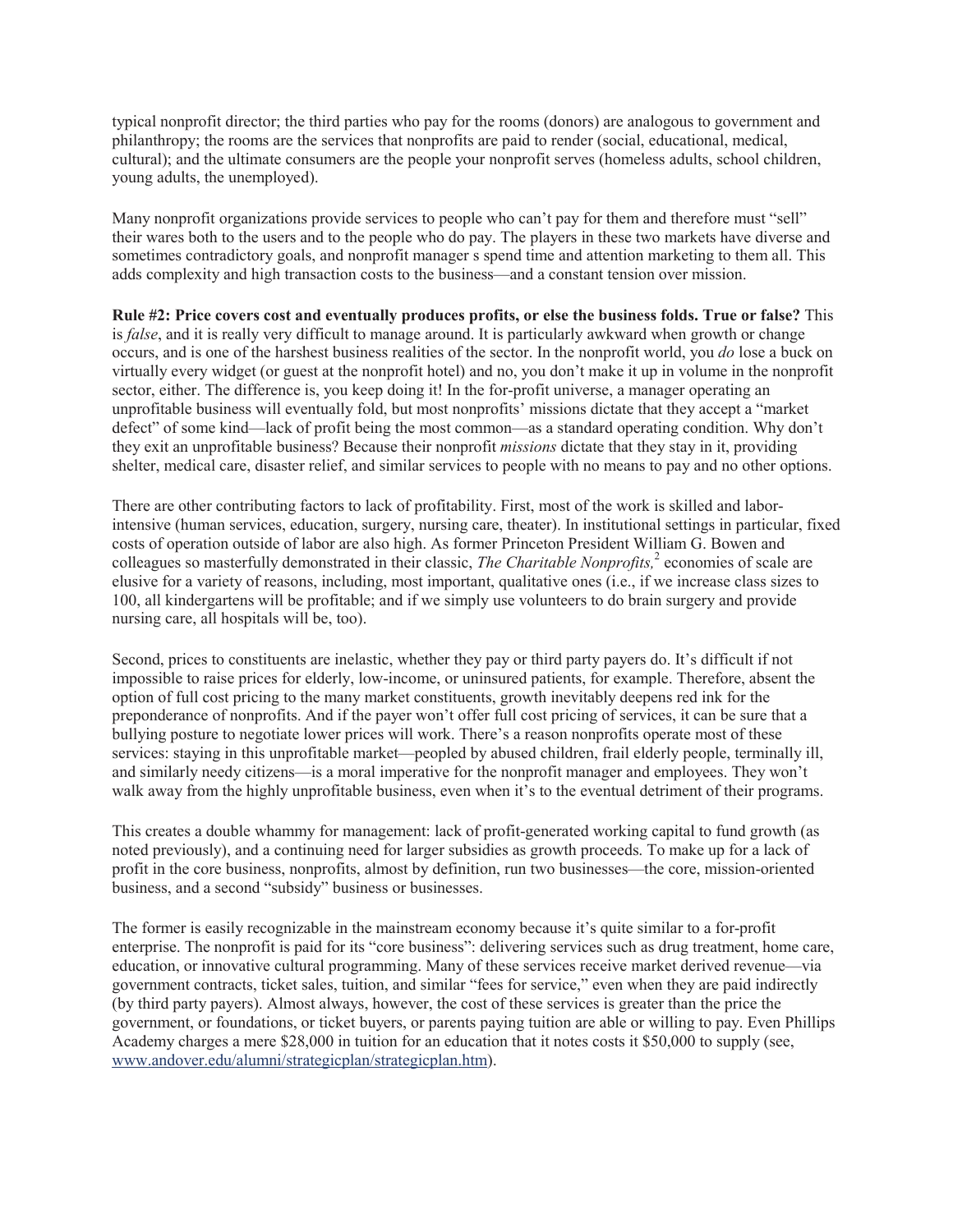typical nonprofit director; the third parties who pay for the rooms (donors) are analogous to government and philanthropy; the rooms are the services that nonprofits are paid to render (social, educational, medical, cultural); and the ultimate consumers are the people your nonprofit serves (homeless adults, school children, young adults, the unemployed).

Many nonprofit organizations provide services to people who can't pay for them and therefore must "sell" their wares both to the users and to the people who do pay. The players in these two markets have diverse and sometimes contradictory goals, and nonprofit manager s spend time and attention marketing to them all. This adds complexity and high transaction costs to the business—and a constant tension over mission.

**Rule #2: Price covers cost and eventually produces profits, or else the business folds. True or false?** This is *false*, and it is really very difficult to manage around. It is particularly awkward when growth or change occurs, and is one of the harshest business realities of the sector. In the nonprofit world, you *do* lose a buck on virtually every widget (or guest at the nonprofit hotel) and no, you don't make it up in volume in the nonprofit sector, either. The difference is, you keep doing it! In the for-profit universe, a manager operating an unprofitable business will eventually fold, but most nonprofits' missions dictate that they accept a "market defect" of some kind—lack of profit being the most common—as a standard operating condition. Why don't they exit an unprofitable business? Because their nonprofit *missions* dictate that they stay in it, providing shelter, medical care, disaster relief, and similar services to people with no means to pay and no other options.

There are other contributing factors to lack of profitability. First, most of the work is skilled and labor-intensive (human services, education, surgery, nursing care, theater). In institutional settings in particular, fixed costs of operation outside of labor are also high. As former Princeton President William G. Bowen and colleagues so masterfully demonstrated in their classic, *The Charitable Nonprofits,*[2] economies of scale are elusive for a variety of reasons, including, most important, qualitative ones (i.e., if we increase class sizes to 100, all kindergartens will be profitable; and if we simply use volunteers to do brain surgery and provide nursing care, all hospitals will be, too).

Second, prices to constituents are inelastic, whether they pay or third party payers do. It's difficult if not impossible to raise prices for elderly, low-income, or uninsured patients, for example. Therefore, absent the option of full cost pricing to the many market constituents, growth inevitably deepens red ink for the preponderance of nonprofits. And if the payer won't offer full cost pricing of services, it can be sure that a bullying posture to negotiate lower prices will work. There's a reason nonprofits operate most of these services: staying in this unprofitable market—peopled by abused children, frail elderly people, terminally ill, and similarly needy citizens—is a moral imperative for the nonprofit manager and employees. They won't walk away from the highly unprofitable business, even when it's to the eventual detriment of their programs.

This creates a double whammy for management: lack of profit-generated working capital to fund growth (as noted previously), and a continuing need for larger subsidies as growth proceeds. To make up for a lack of profit in the core business, nonprofits, almost by definition, run two businesses—the core, mission-oriented business, and a second "subsidy" business or businesses.

The former is easily recognizable in the mainstream economy because it's quite similar to a for-profit enterprise. The nonprofit is paid for its "core business": delivering services such as drug treatment, home care, education, or innovative cultural programming. Many of these services receive market derived revenue—via government contracts, ticket sales, tuition, and similar "fees for service," even when they are paid indirectly (by third party payers). Almost always, however, the cost of these services is greater than the price the government, or foundations, or ticket buyers, or parents paying tuition are able or willing to pay. Even Phillips Academy charges a mere $28,000 in tuition for an education that it notes costs it $50,000 to supply (see, www.andover.edu/alumni/strategicplan/strategicplan.htm).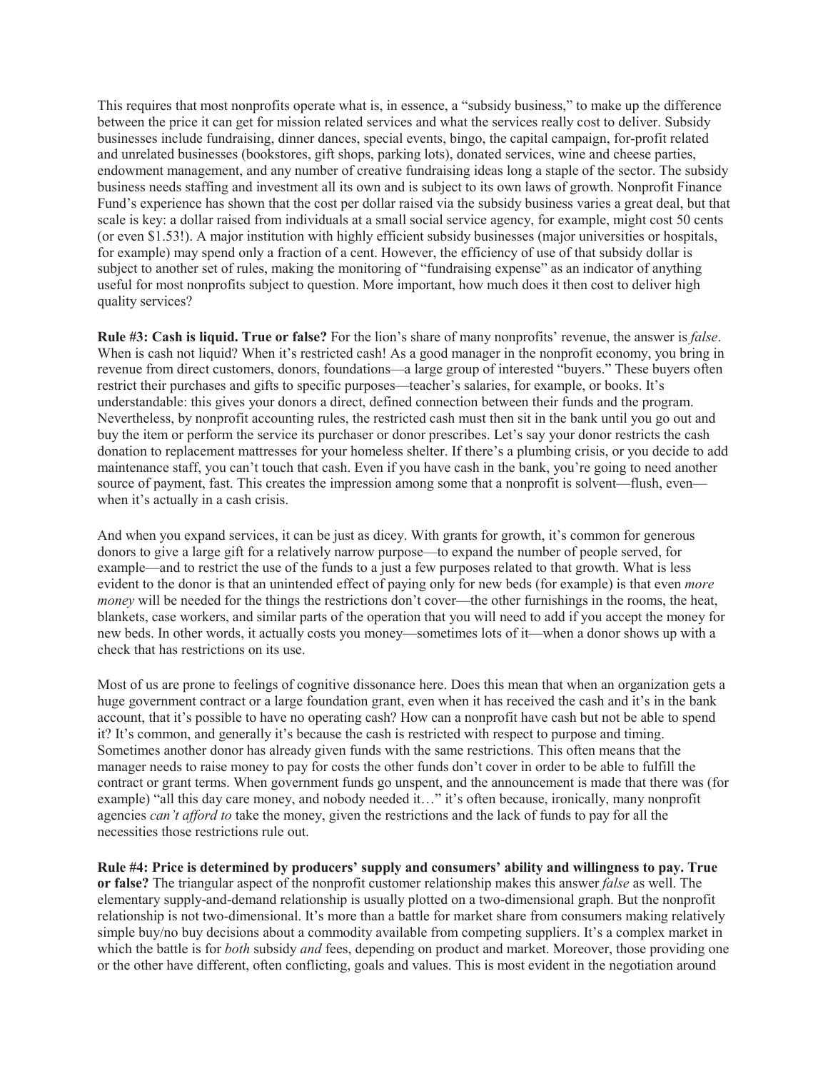This requires that most nonprofits operate what is, in essence, a "subsidy business," to make up the difference between the price it can get for mission related services and what the services really cost to deliver. Subsidy businesses include fundraising, dinner dances, special events, bingo, the capital campaign, for-profit related and unrelated businesses (bookstores, gift shops, parking lots), donated services, wine and cheese parties, endowment management, and any number of creative fundraising ideas long a staple of the sector. The subsidy business needs staffing and investment all its own and is subject to its own laws of growth. Nonprofit Finance Fund's experience has shown that the cost per dollar raised via the subsidy business varies a great deal, but that scale is key: a dollar raised from individuals at a small social service agency, for example, might cost 50 cents (or even $1.53!). A major institution with highly efficient subsidy businesses (major universities or hospitals, for example) may spend only a fraction of a cent. However, the efficiency of use of that subsidy dollar is subject to another set of rules, making the monitoring of "fundraising expense" as an indicator of anything useful for most nonprofits subject to question. More important, how much does it then cost to deliver high quality services?

**Rule #3: Cash is liquid. True or false?** For the lion's share of many nonprofits' revenue, the answer is *false*. When is cash not liquid? When it's restricted cash! As a good manager in the nonprofit economy, you bring in revenue from direct customers, donors, foundations—a large group of interested "buyers." These buyers often restrict their purchases and gifts to specific purposes—teacher's salaries, for example, or books. It's understandable: this gives your donors a direct, defined connection between their funds and the program. Nevertheless, by nonprofit accounting rules, the restricted cash must then sit in the bank until you go out and buy the item or perform the service its purchaser or donor prescribes. Let's say your donor restricts the cash donation to replacement mattresses for your homeless shelter. If there's a plumbing crisis, or you decide to add maintenance staff, you can't touch that cash. Even if you have cash in the bank, you're going to need another source of payment, fast. This creates the impression among some that a nonprofit is solvent—flush, even—when it's actually in a cash crisis.

And when you expand services, it can be just as dicey. With grants for growth, it's common for generous donors to give a large gift for a relatively narrow purpose—to expand the number of people served, for example—and to restrict the use of the funds to a just a few purposes related to that growth. What is less evident to the donor is that an unintended effect of paying only for new beds (for example) is that even *more money* will be needed for the things the restrictions don't cover—the other furnishings in the rooms, the heat, blankets, case workers, and similar parts of the operation that you will need to add if you accept the money for new beds. In other words, it actually costs you money—sometimes lots of it—when a donor shows up with a check that has restrictions on its use.

Most of us are prone to feelings of cognitive dissonance here. Does this mean that when an organization gets a huge government contract or a large foundation grant, even when it has received the cash and it's in the bank account, that it's possible to have no operating cash? How can a nonprofit have cash but not be able to spend it? It's common, and generally it's because the cash is restricted with respect to purpose and timing. Sometimes another donor has already given funds with the same restrictions. This often means that the manager needs to raise money to pay for costs the other funds don't cover in order to be able to fulfill the contract or grant terms. When government funds go unspent, and the announcement is made that there was (for example) "all this day care money, and nobody needed it…" it's often because, ironically, many nonprofit agencies *can't afford to* take the money, given the restrictions and the lack of funds to pay for all the necessities those restrictions rule out.

**Rule #4: Price is determined by producers' supply and consumers' ability and willingness to pay. True or false?** The triangular aspect of the nonprofit customer relationship makes this answer *false* as well. The elementary supply-and-demand relationship is usually plotted on a two-dimensional graph. But the nonprofit relationship is not two-dimensional. It's more than a battle for market share from consumers making relatively simple buy/no buy decisions about a commodity available from competing suppliers. It's a complex market in which the battle is for *both* subsidy *and* fees, depending on product and market. Moreover, those providing one or the other have different, often conflicting, goals and values. This is most evident in the negotiation around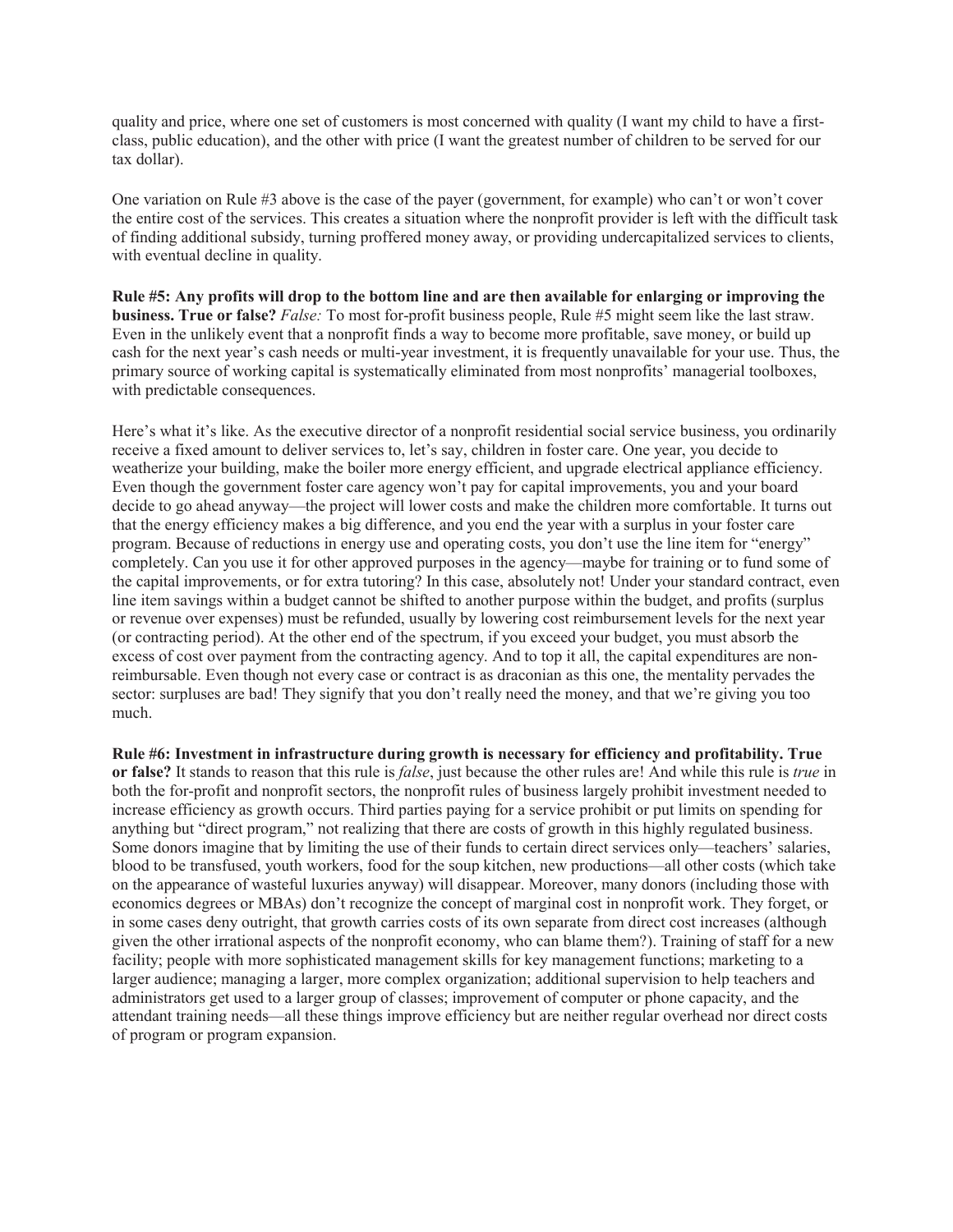quality and price, where one set of customers is most concerned with quality (I want my child to have a first-class, public education), and the other with price (I want the greatest number of children to be served for our tax dollar).

One variation on Rule #3 above is the case of the payer (government, for example) who can't or won't cover the entire cost of the services. This creates a situation where the nonprofit provider is left with the difficult task of finding additional subsidy, turning proffered money away, or providing undercapitalized services to clients, with eventual decline in quality.

**Rule #5: Any profits will drop to the bottom line and are then available for enlarging or improving the business. True or false?** *False:* To most for-profit business people, Rule #5 might seem like the last straw. Even in the unlikely event that a nonprofit finds a way to become more profitable, save money, or build up cash for the next year's cash needs or multi-year investment, it is frequently unavailable for your use. Thus, the primary source of working capital is systematically eliminated from most nonprofits' managerial toolboxes, with predictable consequences.

Here's what it's like. As the executive director of a nonprofit residential social service business, you ordinarily receive a fixed amount to deliver services to, let's say, children in foster care. One year, you decide to weatherize your building, make the boiler more energy efficient, and upgrade electrical appliance efficiency. Even though the government foster care agency won't pay for capital improvements, you and your board decide to go ahead anyway—the project will lower costs and make the children more comfortable. It turns out that the energy efficiency makes a big difference, and you end the year with a surplus in your foster care program. Because of reductions in energy use and operating costs, you don't use the line item for "energy" completely. Can you use it for other approved purposes in the agency—maybe for training or to fund some of the capital improvements, or for extra tutoring? In this case, absolutely not! Under your standard contract, even line item savings within a budget cannot be shifted to another purpose within the budget, and profits (surplus or revenue over expenses) must be refunded, usually by lowering cost reimbursement levels for the next year (or contracting period). At the other end of the spectrum, if you exceed your budget, you must absorb the excess of cost over payment from the contracting agency. And to top it all, the capital expenditures are non-reimbursable. Even though not every case or contract is as draconian as this one, the mentality pervades the sector: surpluses are bad! They signify that you don't really need the money, and that we're giving you too much.

**Rule #6: Investment in infrastructure during growth is necessary for efficiency and profitability. True or false?** It stands to reason that this rule is *false*, just because the other rules are! And while this rule is *true* in both the for-profit and nonprofit sectors, the nonprofit rules of business largely prohibit investment needed to increase efficiency as growth occurs. Third parties paying for a service prohibit or put limits on spending for anything but "direct program," not realizing that there are costs of growth in this highly regulated business. Some donors imagine that by limiting the use of their funds to certain direct services only—teachers' salaries, blood to be transfused, youth workers, food for the soup kitchen, new productions—all other costs (which take on the appearance of wasteful luxuries anyway) will disappear. Moreover, many donors (including those with economics degrees or MBAs) don't recognize the concept of marginal cost in nonprofit work. They forget, or in some cases deny outright, that growth carries costs of its own separate from direct cost increases (although given the other irrational aspects of the nonprofit economy, who can blame them?). Training of staff for a new facility; people with more sophisticated management skills for key management functions; marketing to a larger audience; managing a larger, more complex organization; additional supervision to help teachers and administrators get used to a larger group of classes; improvement of computer or phone capacity, and the attendant training needs—all these things improve efficiency but are neither regular overhead nor direct costs of program or program expansion.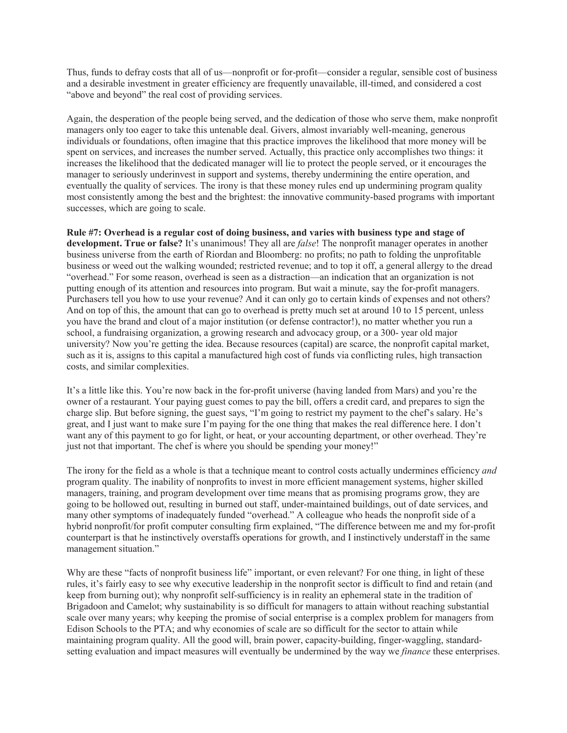Thus, funds to defray costs that all of us—nonprofit or for-profit—consider a regular, sensible cost of business and a desirable investment in greater efficiency are frequently unavailable, ill-timed, and considered a cost "above and beyond" the real cost of providing services.

Again, the desperation of the people being served, and the dedication of those who serve them, make nonprofit managers only too eager to take this untenable deal. Givers, almost invariably well-meaning, generous individuals or foundations, often imagine that this practice improves the likelihood that more money will be spent on services, and increases the number served. Actually, this practice only accomplishes two things: it increases the likelihood that the dedicated manager will lie to protect the people served, or it encourages the manager to seriously underinvest in support and systems, thereby undermining the entire operation, and eventually the quality of services. The irony is that these money rules end up undermining program quality most consistently among the best and the brightest: the innovative community-based programs with important successes, which are going to scale.

**Rule #7: Overhead is a regular cost of doing business, and varies with business type and stage of development. True or false?** It's unanimous! They all are *false*! The nonprofit manager operates in another business universe from the earth of Riordan and Bloomberg: no profits; no path to folding the unprofitable business or weed out the walking wounded; restricted revenue; and to top it off, a general allergy to the dread "overhead." For some reason, overhead is seen as a distraction—an indication that an organization is not putting enough of its attention and resources into program. But wait a minute, say the for-profit managers. Purchasers tell you how to use your revenue? And it can only go to certain kinds of expenses and not others? And on top of this, the amount that can go to overhead is pretty much set at around 10 to 15 percent, unless you have the brand and clout of a major institution (or defense contractor!), no matter whether you run a school, a fundraising organization, a growing research and advocacy group, or a 300- year old major university? Now you're getting the idea. Because resources (capital) are scarce, the nonprofit capital market, such as it is, assigns to this capital a manufactured high cost of funds via conflicting rules, high transaction costs, and similar complexities.

It's a little like this. You're now back in the for-profit universe (having landed from Mars) and you're the owner of a restaurant. Your paying guest comes to pay the bill, offers a credit card, and prepares to sign the charge slip. But before signing, the guest says, "I'm going to restrict my payment to the chef's salary. He's great, and I just want to make sure I'm paying for the one thing that makes the real difference here. I don't want any of this payment to go for light, or heat, or your accounting department, or other overhead. They're just not that important. The chef is where you should be spending your money!"

The irony for the field as a whole is that a technique meant to control costs actually undermines efficiency *and* program quality. The inability of nonprofits to invest in more efficient management systems, higher skilled managers, training, and program development over time means that as promising programs grow, they are going to be hollowed out, resulting in burned out staff, under-maintained buildings, out of date services, and many other symptoms of inadequately funded "overhead." A colleague who heads the nonprofit side of a hybrid nonprofit/for profit computer consulting firm explained, "The difference between me and my for-profit counterpart is that he instinctively overstaffs operations for growth, and I instinctively understaff in the same management situation."

Why are these "facts of nonprofit business life" important, or even relevant? For one thing, in light of these rules, it's fairly easy to see why executive leadership in the nonprofit sector is difficult to find and retain (and keep from burning out); why nonprofit self-sufficiency is in reality an ephemeral state in the tradition of Brigadoon and Camelot; why sustainability is so difficult for managers to attain without reaching substantial scale over many years; why keeping the promise of social enterprise is a complex problem for managers from Edison Schools to the PTA; and why economies of scale are so difficult for the sector to attain while maintaining program quality. All the good will, brain power, capacity-building, finger-waggling, standard-setting evaluation and impact measures will eventually be undermined by the way we *finance* these enterprises.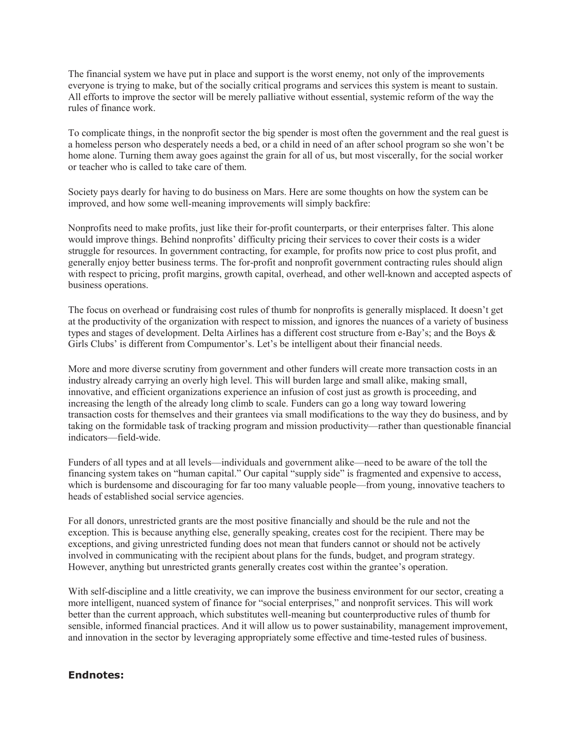The financial system we have put in place and support is the worst enemy, not only of the improvements everyone is trying to make, but of the socially critical programs and services this system is meant to sustain. All efforts to improve the sector will be merely palliative without essential, systemic reform of the way the rules of finance work.

To complicate things, in the nonprofit sector the big spender is most often the government and the real guest is a homeless person who desperately needs a bed, or a child in need of an after school program so she won't be home alone. Turning them away goes against the grain for all of us, but most viscerally, for the social worker or teacher who is called to take care of them.

Society pays dearly for having to do business on Mars. Here are some thoughts on how the system can be improved, and how some well-meaning improvements will simply backfire:

Nonprofits need to make profits, just like their for-profit counterparts, or their enterprises falter. This alone would improve things. Behind nonprofits' difficulty pricing their services to cover their costs is a wider struggle for resources. In government contracting, for example, for profits now price to cost plus profit, and generally enjoy better business terms. The for-profit and nonprofit government contracting rules should align with respect to pricing, profit margins, growth capital, overhead, and other well-known and accepted aspects of business operations.

The focus on overhead or fundraising cost rules of thumb for nonprofits is generally misplaced. It doesn't get at the productivity of the organization with respect to mission, and ignores the nuances of a variety of business types and stages of development. Delta Airlines has a different cost structure from e-Bay's; and the Boys & Girls Clubs' is different from Compumentor's. Let's be intelligent about their financial needs.

More and more diverse scrutiny from government and other funders will create more transaction costs in an industry already carrying an overly high level. This will burden large and small alike, making small, innovative, and efficient organizations experience an infusion of cost just as growth is proceeding, and increasing the length of the already long climb to scale. Funders can go a long way toward lowering transaction costs for themselves and their grantees via small modifications to the way they do business, and by taking on the formidable task of tracking program and mission productivity—rather than questionable financial indicators—field-wide.

Funders of all types and at all levels—individuals and government alike—need to be aware of the toll the financing system takes on "human capital." Our capital "supply side" is fragmented and expensive to access, which is burdensome and discouraging for far too many valuable people—from young, innovative teachers to heads of established social service agencies.

For all donors, unrestricted grants are the most positive financially and should be the rule and not the exception. This is because anything else, generally speaking, creates cost for the recipient. There may be exceptions, and giving unrestricted funding does not mean that funders cannot or should not be actively involved in communicating with the recipient about plans for the funds, budget, and program strategy. However, anything but unrestricted grants generally creates cost within the grantee's operation.

With self-discipline and a little creativity, we can improve the business environment for our sector, creating a more intelligent, nuanced system of finance for "social enterprises," and nonprofit services. This will work better than the current approach, which substitutes well-meaning but counterproductive rules of thumb for sensible, informed financial practices. And it will allow us to power sustainability, management improvement, and innovation in the sector by leveraging appropriately some effective and time-tested rules of business.

## Endnotes: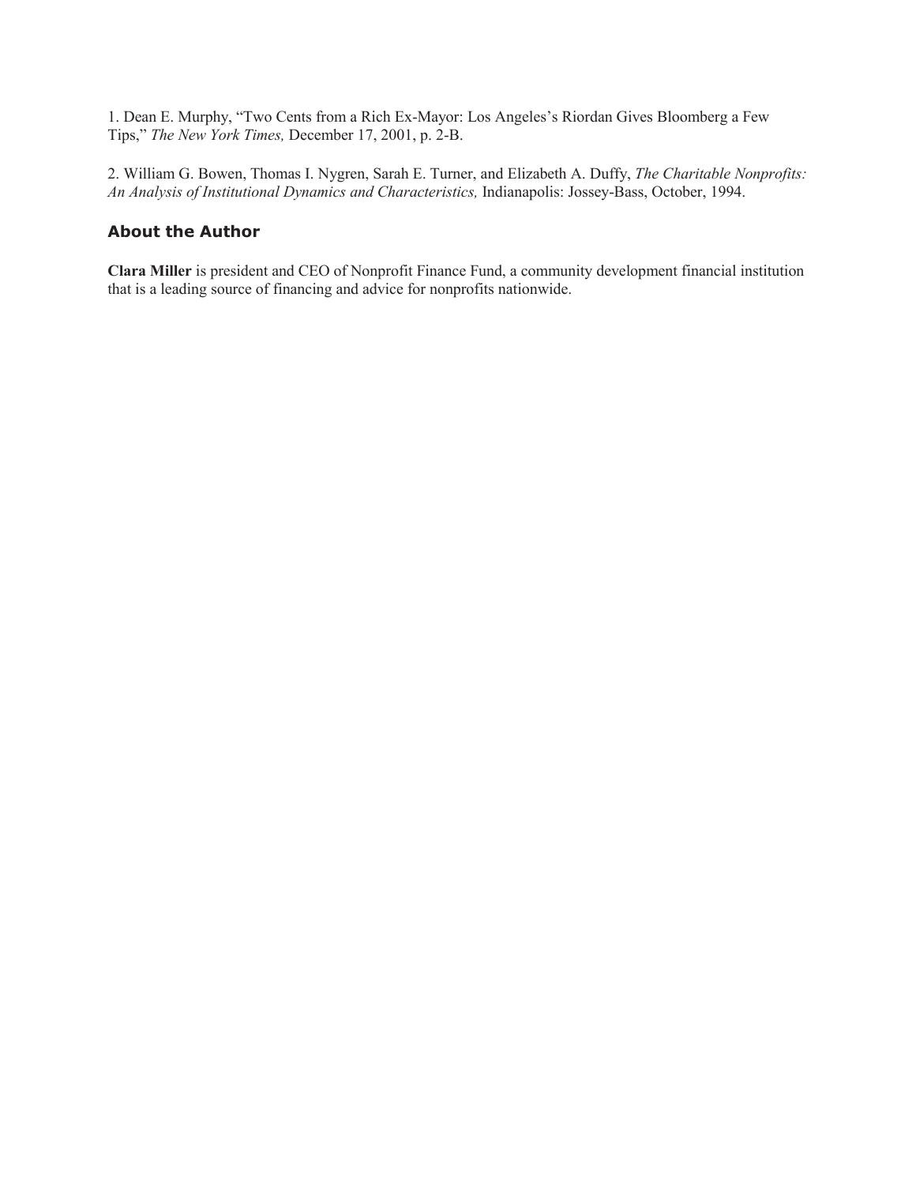1. Dean E. Murphy, "Two Cents from a Rich Ex-Mayor: Los Angeles's Riordan Gives Bloomberg a Few Tips," *The New York Times,* December 17, 2001, p. 2-B.

2. William G. Bowen, Thomas I. Nygren, Sarah E. Turner, and Elizabeth A. Duffy, *The Charitable Nonprofits: An Analysis of Institutional Dynamics and Characteristics,* Indianapolis: Jossey-Bass, October, 1994.

## About the Author

**Clara Miller** is president and CEO of Nonprofit Finance Fund, a community development financial institution that is a leading source of financing and advice for nonprofits nationwide.